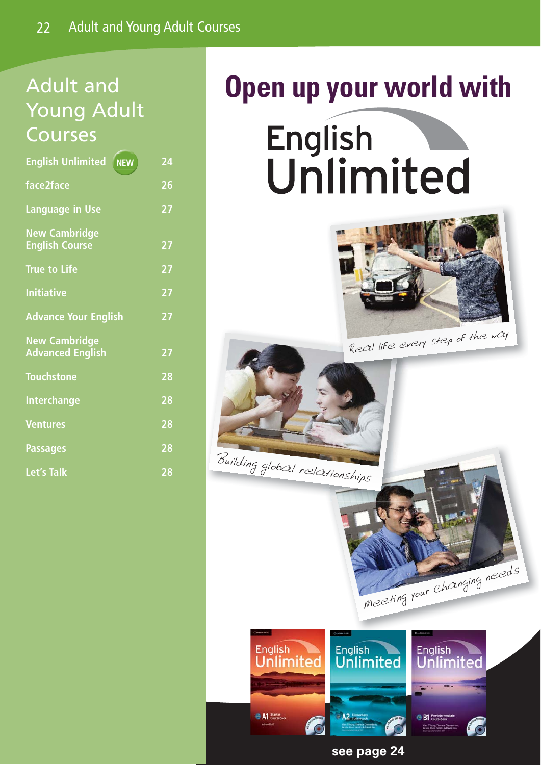# Adult and Young Adult Courses

| | |
|---|---|
| **English Unlimited** NEW | 24 |
| **face2face** | 26 |
| **Language in Use** | 27 |
| **New Cambridge English Course** | 27 |
| **True to Life** | 27 |
| **Initiative** | 27 |
| **Advance Your English** | 27 |
| **New Cambridge Advanced English** | 27 |
| **Touchstone** | 28 |
| **Interchange** | 28 |
| **Ventures** | 28 |
| **Passages** | 28 |
| **Let's Talk** | 28 |

# Open up your world with English Unlimited

*Real life every step of the way*

*Building global relationships*

*Meeting your changing needs*

**see page 24**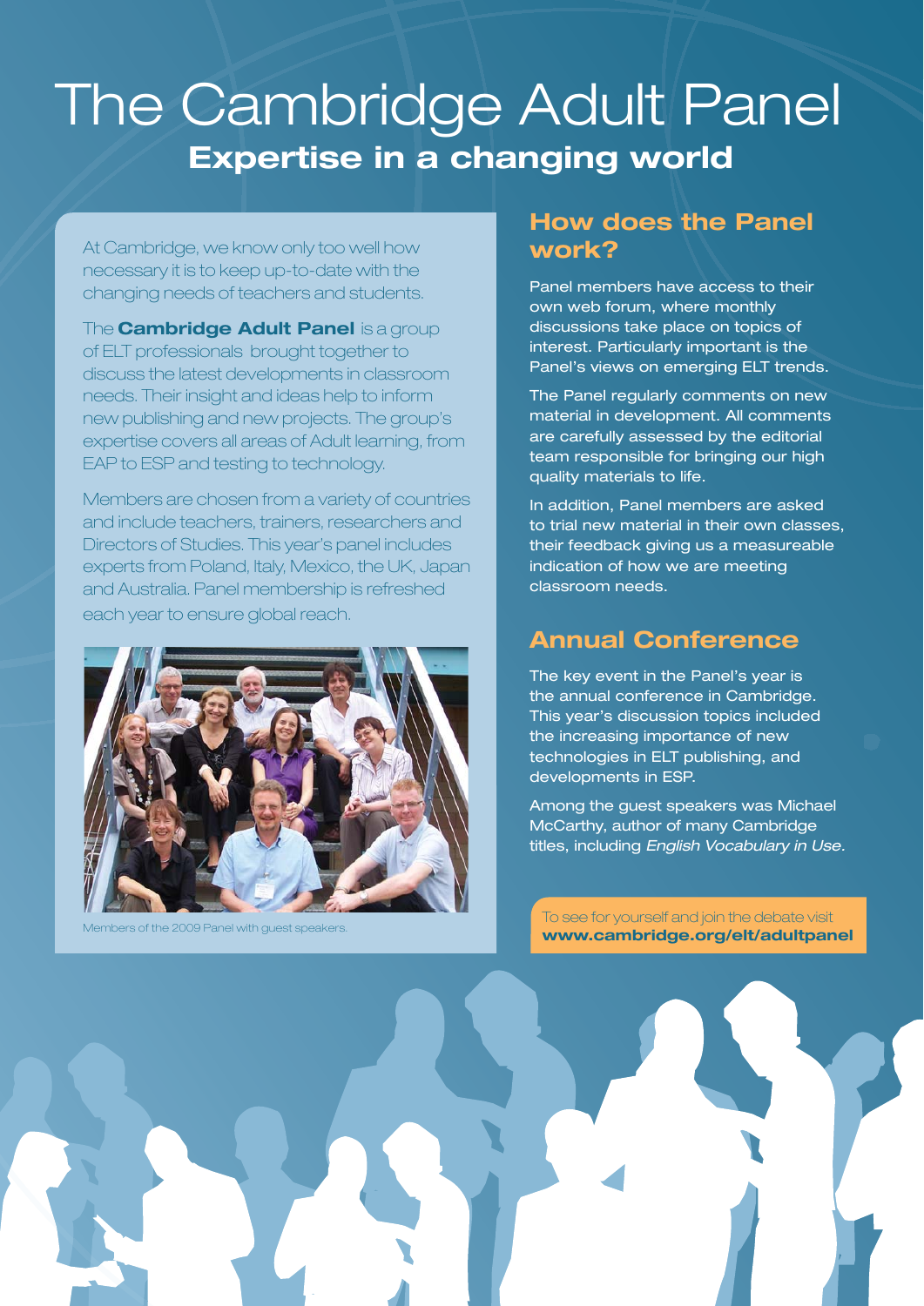# The Cambridge Adult Panel

## Expertise in a changing world

At Cambridge, we know only too well how necessary it is to keep up-to-date with the changing needs of teachers and students.

The **Cambridge Adult Panel** is a group of ELT professionals brought together to discuss the latest developments in classroom needs. Their insight and ideas help to inform new publishing and new projects. The group's expertise covers all areas of Adult learning, from EAP to ESP and testing to technology.

Members are chosen from a variety of countries and include teachers, trainers, researchers and Directors of Studies. This year's panel includes experts from Poland, Italy, Mexico, the UK, Japan and Australia. Panel membership is refreshed each year to ensure global reach.

Members of the 2009 Panel with guest speakers.

### How does the Panel work?

Panel members have access to their own web forum, where monthly discussions take place on topics of interest. Particularly important is the Panel's views on emerging ELT trends.

The Panel regularly comments on new material in development. All comments are carefully assessed by the editorial team responsible for bringing our high quality materials to life.

In addition, Panel members are asked to trial new material in their own classes, their feedback giving us a measureable indication of how we are meeting classroom needs.

### Annual Conference

The key event in the Panel's year is the annual conference in Cambridge. This year's discussion topics included the increasing importance of new technologies in ELT publishing, and developments in ESP.

Among the guest speakers was Michael McCarthy, author of many Cambridge titles, including *English Vocabulary in Use.*

To see for yourself and join the debate visit **www.cambridge.org/elt/adultpanel**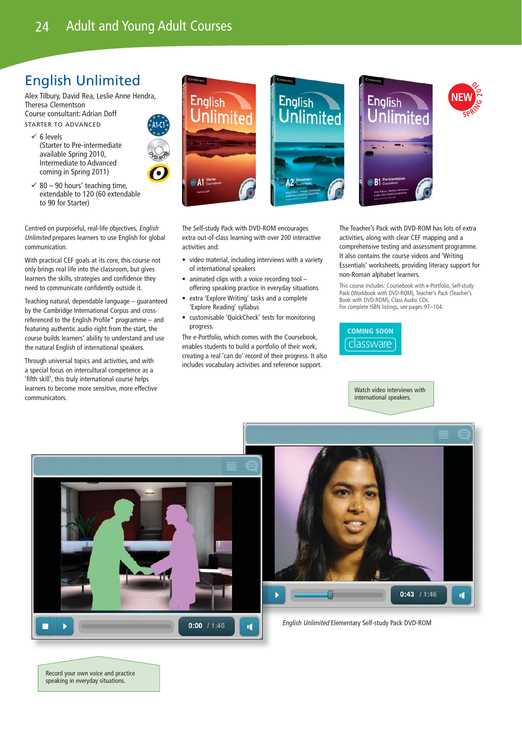## English Unlimited

Alex Tilbury, David Rea, Leslie Anne Hendra, Theresa Clementson
Course consultant: Adrian Doff

STARTER TO ADVANCED

- ✓ 6 levels (Starter to Pre-intermediate available Spring 2010, Intermediate to Advanced coming in Spring 2011)
- ✓ 80 – 90 hours' teaching time, extendable to 120 (60 extendable to 90 for Starter)

NEW SPRING 2010

Centred on purposeful, real-life objectives, *English Unlimited* prepares learners to use English for global communication.

With practical CEF goals at its core, this course not only brings real life into the classroom, but gives learners the skills, strategies and confidence they need to communicate confidently outside it.

Teaching natural, dependable language – guaranteed by the Cambridge International Corpus and cross-referenced to the English Profile* programme – and featuring authentic audio right from the start, the course builds learners' ability to understand and use the natural English of international speakers.

Through universal topics and activities, and with a special focus on intercultural competence as a 'fifth skill', this truly international course helps learners to become more sensitive, more effective communicators.

The Self-study Pack with DVD-ROM encourages extra out-of-class learning with over 200 interactive activities and:

- video material, including interviews with a variety of international speakers
- animated clips with a voice recording tool – offering speaking practice in everyday situations
- extra 'Explore Writing' tasks and a complete 'Explore Reading' syllabus
- customisable 'QuickCheck' tests for monitoring progress.

The e-Portfolio, which comes with the Coursebook, enables students to build a portfolio of their work, creating a real 'can do' record of their progress. It also includes vocabulary activities and reference support.

The Teacher's Pack with DVD-ROM has lots of extra activities, along with clear CEF mapping and a comprehensive testing and assessment programme. It also contains the course videos and 'Writing Essentials' worksheets, providing literacy support for non-Roman alphabet learners.

This course includes: Coursebook with e-Portfolio, Self-study Pack (Workbook with DVD-ROM), Teacher's Pack (Teacher's Book with DVD-ROM), Class Audio CDs.
For complete ISBN listings, see pages 97–104.

COMING SOON classware

Watch video interviews with international speakers.

*English Unlimited* Elementary Self-study Pack DVD-ROM

Record your own voice and practice speaking in everyday situations.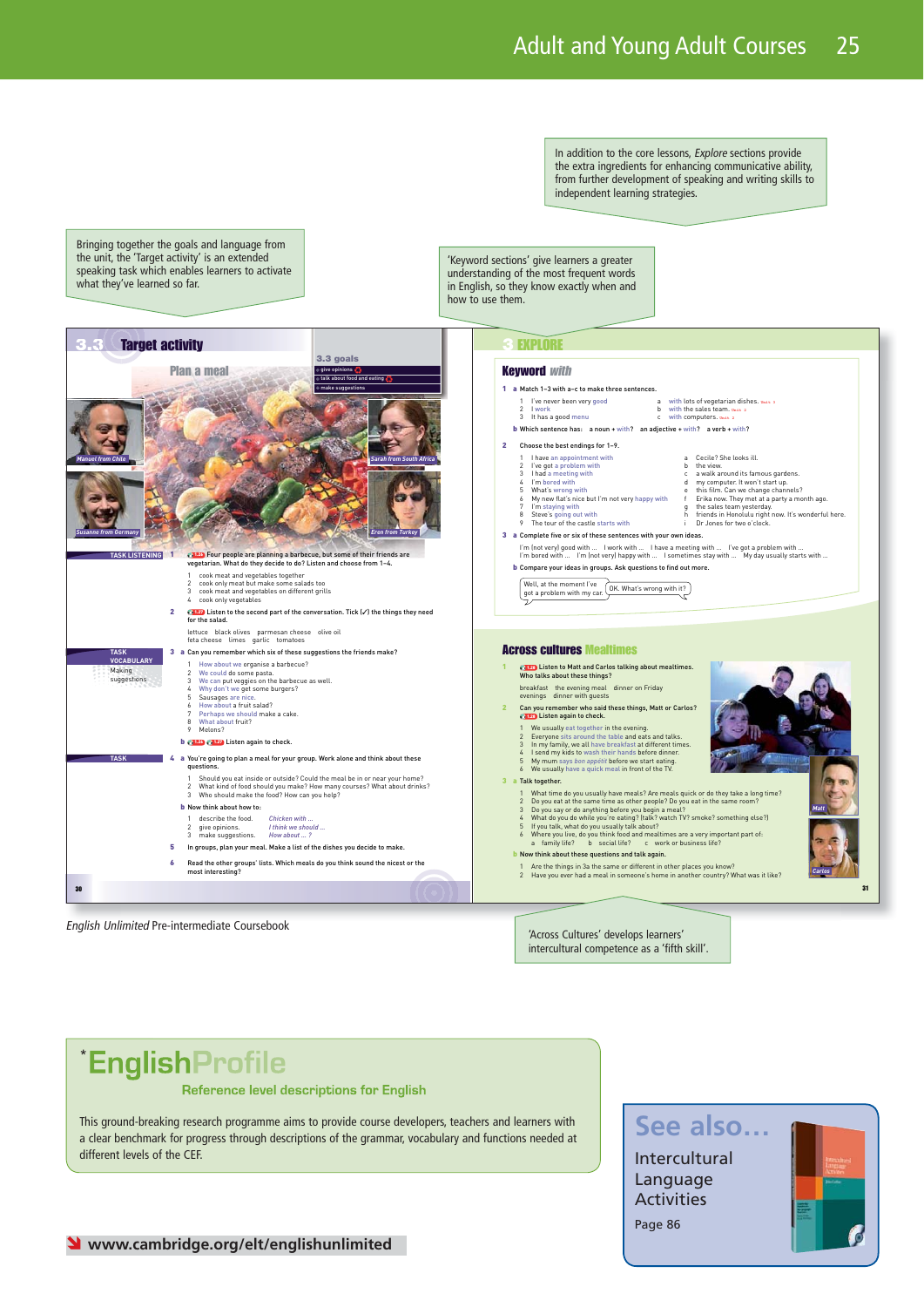In addition to the core lessons, *Explore* sections provide the extra ingredients for enhancing communicative ability, from further development of speaking and writing skills to independent learning strategies.

Bringing together the goals and language from the unit, the 'Target activity' is an extended speaking task which enables learners to activate what they've learned so far.

'Keyword sections' give learners a greater understanding of the most frequent words in English, so they know exactly when and how to use them.

## 3.3 Target activity

### Plan a meal

**3.3 goals**
- give opinions
- talk about food and eating
- make suggestions

Manuel from Chile · Sarah from South Africa · Susanne from Germany · Eren from Turkey

**TASK LISTENING**

1 1.26 Four people are planning a barbecue, but some of their friends are vegetarian. What do they decide to do? Listen and choose from 1–4.

1 cook meat and vegetables together
2 cook only meat but make some salads too
3 cook meat and vegetables on different grills
4 cook only vegetables

2 1.27 Listen to the second part of the conversation. Tick (✓) the things they need for the salad.

lettuce black olives parmesan cheese olive oil feta cheese limes garlic tomatoes

**TASK VOCABULARY** Making suggestions

3 a Can you remember which six of these suggestions the friends make?

1 How about we organise a barbecue?
2 We could do some pasta.
3 We can put veggies on the barbecue as well.
4 Why don't we get some burgers?
5 Sausages are nice.
6 How about a fruit salad?
7 Perhaps we should make a cake.
8 What about fruit?
9 Melons?

b 1.26 1.27 Listen again to check.

**TASK**

4 a You're going to plan a meal for your group. Work alone and think about these questions.

1 Should you eat inside or outside? Could the meal be in or near your home?
2 What kind of food should you make? How many courses? What about drinks?
3 Who should make the food? How can you help?

b Now think about how to:

1 describe the food. *Chicken with ...*
2 give opinions. *I think we should ...*
3 make suggestions. *How about ... ?*

5 In groups, plan your meal. Make a list of the dishes you decide to make.

6 Read the other groups' lists. Which meals do you think sound the nicest or the most interesting?

## 3 EXPLORE

### Keyword *with*

1 a Match 1–3 with a–c to make three sentences.

1 I've never been very good
2 I work
3 It has a good menu

a with lots of vegetarian dishes. Unit 3
b with the sales team. Unit 2
c with computers. Unit 2

b Which sentence has: a noun + *with*? an adjective + *with*? a verb + *with*?

2 Choose the best endings for 1–9.

1 I have an appointment with
2 I've got a problem with
3 I had a meeting with
4 I'm bored with
5 What's wrong with
6 My new flat's nice but I'm not very happy with
7 I'm staying with
8 Steve's going out with
9 The tour of the castle starts with

a Cecile? She looks ill.
b the view.
c a walk around its famous gardens.
d my computer. It won't start up.
e this film. Can we change channels?
f Erika now. They met at a party a month ago.
g the sales team yesterday.
h friends in Honolulu right now. It's wonderful here.
i Dr Jones for two o'clock.

3 a Complete five or six of these sentences with your own ideas.

I'm (not very) good with ... I work with ... I have a meeting with ... I've got a problem with ... I'm bored with ... I'm (not very) happy with ... I sometimes stay with ... My day usually starts with ...

b Compare your ideas in groups. Ask questions to find out more.

Well, at the moment I've got a problem with my car. — OK. What's wrong with it?

### Across cultures Mealtimes

1 1.28 Listen to Matt and Carlos talking about mealtimes. Who talks about these things?

breakfast the evening meal dinner on Friday evenings dinner with guests

2 Can you remember who said these things, Matt or Carlos? 1.28 Listen again to check.

1 We usually eat together in the evening.
2 Everyone sits around the table and eats and talks.
3 In my family, we all have breakfast at different times.
4 I send my kids to wash their hands before dinner.
5 My mum says *bon appétit* before we start eating.
6 We usually have a quick meal in front of the TV.

3 a Talk together.

1 What time do you usually have meals? Are meals quick or do they take a long time?
2 Do you eat at the same time as other people? Do you eat in the same room?
3 Do you say or do anything before you begin a meal?
4 What do you do while you're eating? (talk? watch TV? smoke? something else?)
5 If you talk, what do you usually talk about?
6 Where you live, do you think food and mealtimes are a very important part of: a family life? b social life? c work or business life?

b Now think about these questions and talk again.

1 Are the things in 3a the same or different in other places you know?
2 Have you ever had a meal in someone's home in another country? What was it like?

Matt · Carlos

*English Unlimited* Pre-intermediate Coursebook

'Across Cultures' develops learners' intercultural competence as a 'fifth skill'.

# *EnglishProfile

**Reference level descriptions for English**

This ground-breaking research programme aims to provide course developers, teachers and learners with a clear benchmark for progress through descriptions of the grammar, vocabulary and functions needed at different levels of the CEF.

www.cambridge.org/elt/englishunlimited

**See also…**
Intercultural Language Activities
Page 86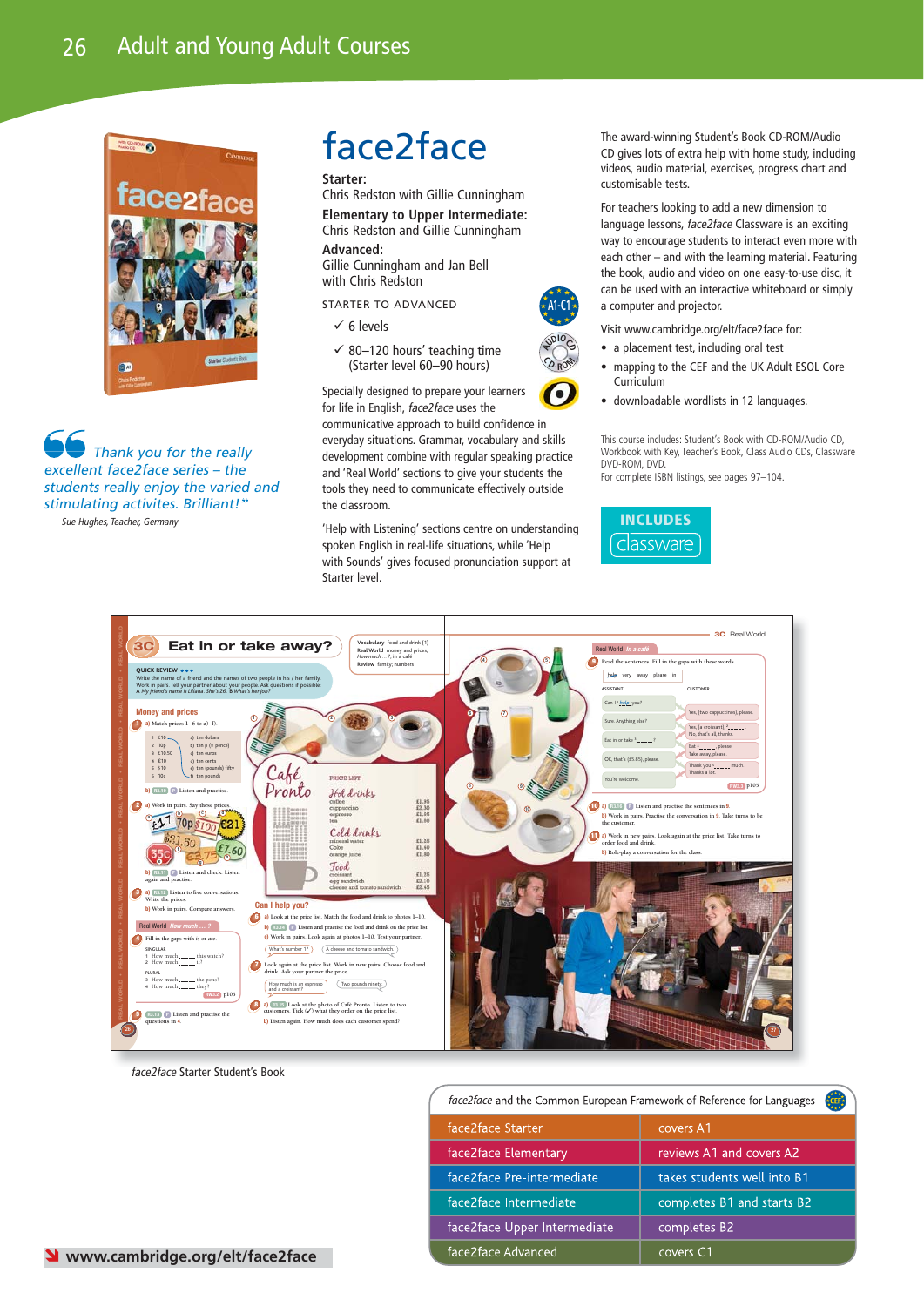# Adult and Young Adult Courses

## face2face

**Starter:**
Chris Redston with Gillie Cunningham

**Elementary to Upper Intermediate:**
Chris Redston and Gillie Cunningham

**Advanced:**
Gillie Cunningham and Jan Bell
with Chris Redston

STARTER TO ADVANCED

- ✓ 6 levels
- ✓ 80–120 hours' teaching time (Starter level 60–90 hours)

Specially designed to prepare your learners for life in English, *face2face* uses the communicative approach to build confidence in everyday situations. Grammar, vocabulary and skills development combine with regular speaking practice and 'Real World' sections to give your students the tools they need to communicate effectively outside the classroom.

'Help with Listening' sections centre on understanding spoken English in real-life situations, while 'Help with Sounds' gives focused pronunciation support at Starter level.

The award-winning Student's Book CD-ROM/Audio CD gives lots of extra help with home study, including videos, audio material, exercises, progress chart and customisable tests.

For teachers looking to add a new dimension to language lessons, *face2face* Classware is an exciting way to encourage students to interact even more with each other – and with the learning material. Featuring the book, audio and video on one easy-to-use disc, it can be used with an interactive whiteboard or simply a computer and projector.

Visit www.cambridge.org/elt/face2face for:

- a placement test, including oral test
- mapping to the CEF and the UK Adult ESOL Core Curriculum
- downloadable wordlists in 12 languages.

This course includes: Student's Book with CD-ROM/Audio CD, Workbook with Key, Teacher's Book, Class Audio CDs, Classware DVD-ROM, DVD.
For complete ISBN listings, see pages 97–104.

INCLUDES classware

*"Thank you for the really excellent face2face series – the students really enjoy the varied and stimulating activities. Brilliant!"*
Sue Hughes, Teacher, Germany

*face2face* Starter Student's Book

| *face2face* and the Common European Framework of Reference for Languages | |
|---|---|
| face2face Starter | covers A1 |
| face2face Elementary | reviews A1 and covers A2 |
| face2face Pre-intermediate | takes students well into B1 |
| face2face Intermediate | completes B1 and starts B2 |
| face2face Upper Intermediate | completes B2 |
| face2face Advanced | covers C1 |

www.cambridge.org/elt/face2face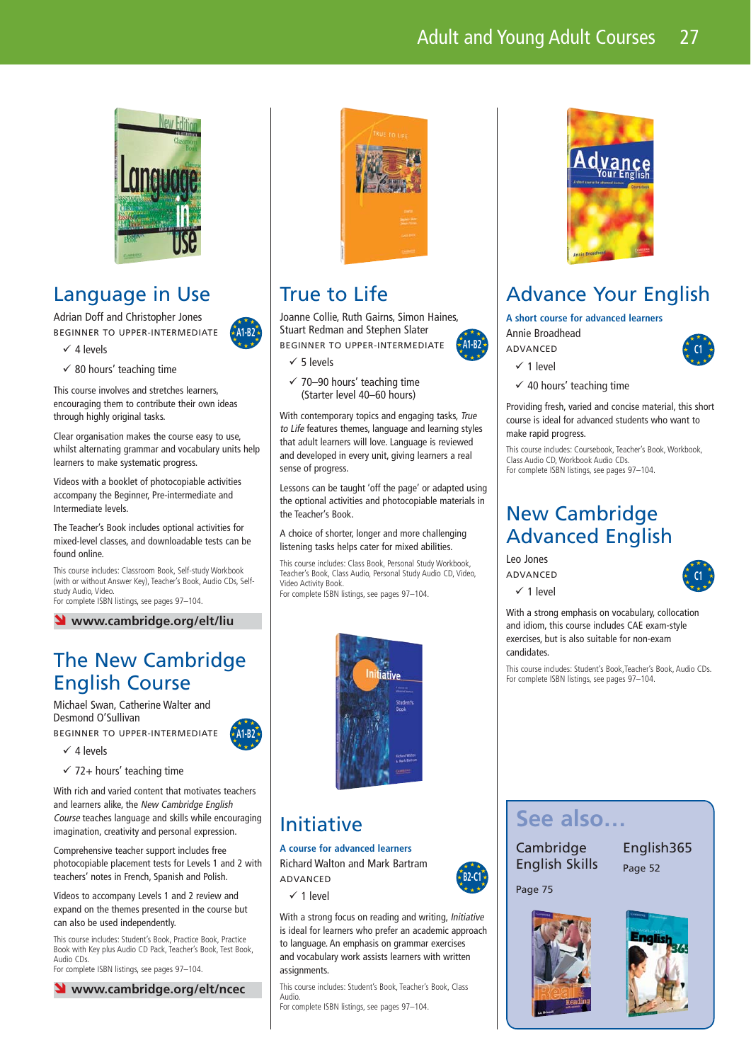## Language in Use

Adrian Doff and Christopher Jones

BEGINNER TO UPPER-INTERMEDIATE

A1-B2

- ✓ 4 levels
- ✓ 80 hours' teaching time

This course involves and stretches learners, encouraging them to contribute their own ideas through highly original tasks.

Clear organisation makes the course easy to use, whilst alternating grammar and vocabulary units help learners to make systematic progress.

Videos with a booklet of photocopiable activities accompany the Beginner, Pre-intermediate and Intermediate levels.

The Teacher's Book includes optional activities for mixed-level classes, and downloadable tests can be found online.

This course includes: Classroom Book, Self-study Workbook (with or without Answer Key), Teacher's Book, Audio CDs, Self-study Audio, Video.
For complete ISBN listings, see pages 97–104.

**www.cambridge.org/elt/liu**

## The New Cambridge English Course

Michael Swan, Catherine Walter and Desmond O'Sullivan

BEGINNER TO UPPER-INTERMEDIATE

A1-B2

- ✓ 4 levels
- ✓ 72+ hours' teaching time

With rich and varied content that motivates teachers and learners alike, the *New Cambridge English Course* teaches language and skills while encouraging imagination, creativity and personal expression.

Comprehensive teacher support includes free photocopiable placement tests for Levels 1 and 2 with teachers' notes in French, Spanish and Polish.

Videos to accompany Levels 1 and 2 review and expand on the themes presented in the course but can also be used independently.

This course includes: Student's Book, Practice Book, Practice Book with Key plus Audio CD Pack, Teacher's Book, Test Book, Audio CDs.
For complete ISBN listings, see pages 97–104.

**www.cambridge.org/elt/ncec**

## True to Life

Joanne Collie, Ruth Gairns, Simon Haines, Stuart Redman and Stephen Slater

BEGINNER TO UPPER-INTERMEDIATE

A1-B2

- ✓ 5 levels
- ✓ 70–90 hours' teaching time (Starter level 40–60 hours)

With contemporary topics and engaging tasks, *True to Life* features themes, language and learning styles that adult learners will love. Language is reviewed and developed in every unit, giving learners a real sense of progress.

Lessons can be taught 'off the page' or adapted using the optional activities and photocopiable materials in the Teacher's Book.

A choice of shorter, longer and more challenging listening tasks helps cater for mixed abilities.

This course includes: Class Book, Personal Study Workbook, Teacher's Book, Class Audio, Personal Study Audio CD, Video, Video Activity Book.
For complete ISBN listings, see pages 97–104.

## Initiative

**A course for advanced learners**

Richard Walton and Mark Bartram

ADVANCED

B2-C1

- ✓ 1 level

With a strong focus on reading and writing, *Initiative* is ideal for learners who prefer an academic approach to language. An emphasis on grammar exercises and vocabulary work assists learners with written assignments.

This course includes: Student's Book, Teacher's Book, Class Audio.
For complete ISBN listings, see pages 97–104.

## Advance Your English

**A short course for advanced learners**

Annie Broadhead

ADVANCED

C1

- ✓ 1 level
- ✓ 40 hours' teaching time

Providing fresh, varied and concise material, this short course is ideal for advanced students who want to make rapid progress.

This course includes: Coursebook, Teacher's Book, Workbook, Class Audio CD, Workbook Audio CDs.
For complete ISBN listings, see pages 97–104.

## New Cambridge Advanced English

Leo Jones

ADVANCED

C1

- ✓ 1 level

With a strong emphasis on vocabulary, collocation and idiom, this course includes CAE exam-style exercises, but is also suitable for non-exam candidates.

This course includes: Student's Book, Teacher's Book, Audio CDs.
For complete ISBN listings, see pages 97–104.

## See also...

Cambridge English Skills
Page 75

English365
Page 52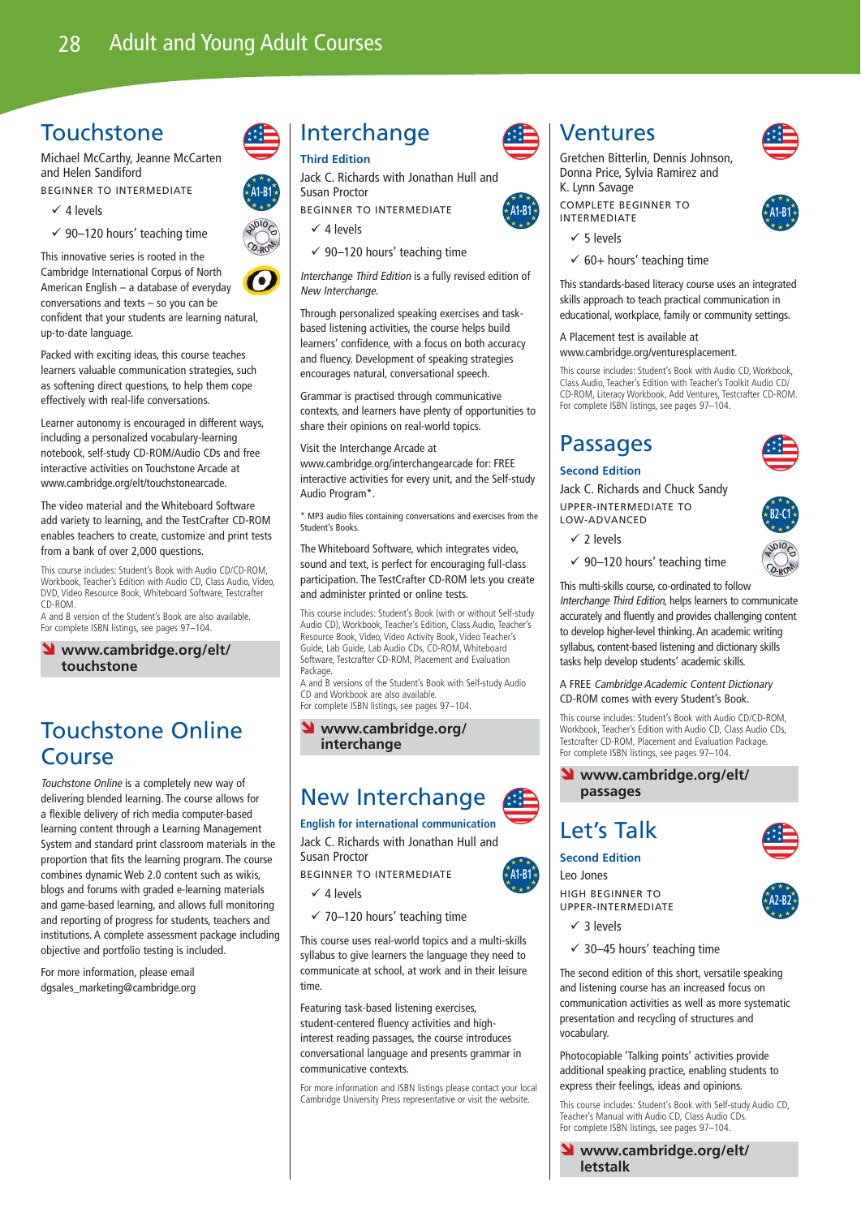# Adult and Young Adult Courses

## Touchstone

Michael McCarthy, Jeanne McCarten and Helen Sandiford

BEGINNER TO INTERMEDIATE

A1-B1

- ✓ 4 levels
- ✓ 90–120 hours' teaching time

This innovative series is rooted in the Cambridge International Corpus of North American English – a database of everyday conversations and texts – so you can be confident that your students are learning natural, up-to-date language.

Packed with exciting ideas, this course teaches learners valuable communication strategies, such as softening direct questions, to help them cope effectively with real-life conversations.

Learner autonomy is encouraged in different ways, including a personalized vocabulary-learning notebook, self-study CD-ROM/Audio CDs and free interactive activities on Touchstone Arcade at www.cambridge.org/elt/touchstonearcade.

The video material and the Whiteboard Software add variety to learning, and the TestCrafter CD-ROM enables teachers to create, customize and print tests from a bank of over 2,000 questions.

This course includes: Student's Book with Audio CD/CD-ROM, Workbook, Teacher's Edition with Audio CD, Class Audio, Video, DVD, Video Resource Book, Whiteboard Software, Testcrafter CD-ROM.
A and B version of the Student's Book are also available.
For complete ISBN listings, see pages 97–104.

**www.cambridge.org/elt/touchstone**

## Touchstone Online Course

*Touchstone Online* is a completely new way of delivering blended learning. The course allows for a flexible delivery of rich media computer-based learning content through a Learning Management System and standard print classroom materials in the proportion that fits the learning program. The course combines dynamic Web 2.0 content such as wikis, blogs and forums with graded e-learning materials and game-based learning, and allows full monitoring and reporting of progress for students, teachers and institutions. A complete assessment package including objective and portfolio testing is included.

For more information, please email dgsales_marketing@cambridge.org

## Interchange

### Third Edition

Jack C. Richards with Jonathan Hull and Susan Proctor

BEGINNER TO INTERMEDIATE

A1-B1

- ✓ 4 levels
- ✓ 90–120 hours' teaching time

*Interchange Third Edition* is a fully revised edition of *New Interchange*.

Through personalized speaking exercises and task-based listening activities, the course helps build learners' confidence, with a focus on both accuracy and fluency. Development of speaking strategies encourages natural, conversational speech.

Grammar is practised through communicative contexts, and learners have plenty of opportunities to share their opinions on real-world topics.

Visit the Interchange Arcade at www.cambridge.org/interchangearcade for: FREE interactive activities for every unit, and the Self-study Audio Program*.

\* MP3 audio files containing conversations and exercises from the Student's Books.

The Whiteboard Software, which integrates video, sound and text, is perfect for encouraging full-class participation. The TestCrafter CD-ROM lets you create and administer printed or online tests.

This course includes: Student's Book (with or without Self-study Audio CD), Workbook, Teacher's Edition, Class Audio, Teacher's Resource Book, Video, Video Activity Book, Video Teacher's Guide, Lab Guide, Lab Audio CDs, CD-ROM, Whiteboard Software, Testcrafter CD-ROM, Placement and Evaluation Package.
A and B versions of the Student's Book with Self-study Audio CD and Workbook are also available.
For complete ISBN listings, see pages 97–104.

**www.cambridge.org/interchange**

## New Interchange

### English for international communication

Jack C. Richards with Jonathan Hull and Susan Proctor

BEGINNER TO INTERMEDIATE

A1-B1

- ✓ 4 levels
- ✓ 70–120 hours' teaching time

This course uses real-world topics and a multi-skills syllabus to give learners the language they need to communicate at school, at work and in their leisure time.

Featuring task-based listening exercises, student-centered fluency activities and high-interest reading passages, the course introduces conversational language and presents grammar in communicative contexts.

For more information and ISBN listings please contact your local Cambridge University Press representative or visit the website.

## Ventures

Gretchen Bitterlin, Dennis Johnson, Donna Price, Sylvia Ramirez and K. Lynn Savage

COMPLETE BEGINNER TO INTERMEDIATE

A1-B1

- ✓ 5 levels
- ✓ 60+ hours' teaching time

This standards-based literacy course uses an integrated skills approach to teach practical communication in educational, workplace, family or community settings.

A Placement test is available at www.cambridge.org/venturesplacement.

This course includes: Student's Book with Audio CD, Workbook, Class Audio, Teacher's Edition with Teacher's Toolkit Audio CD/CD-ROM, Literacy Workbook, Add Ventures, Testcrafter CD-ROM.
For complete ISBN listings, see pages 97–104.

## Passages

### Second Edition

Jack C. Richards and Chuck Sandy

UPPER-INTERMEDIATE TO LOW-ADVANCED

B2-C1

- ✓ 2 levels
- ✓ 90–120 hours' teaching time

This multi-skills course, co-ordinated to follow *Interchange Third Edition*, helps learners to communicate accurately and fluently and provides challenging content to develop higher-level thinking. An academic writing syllabus, content-based listening and dictionary skills tasks help develop students' academic skills.

A FREE *Cambridge Academic Content Dictionary* CD-ROM comes with every Student's Book.

This course includes: Student's Book with Audio CD/CD-ROM, Workbook, Teacher's Edition with Audio CD, Class Audio CDs, Testcrafter CD-ROM, Placement and Evaluation Package.
For complete ISBN listings, see pages 97–104.

**www.cambridge.org/elt/passages**

## Let's Talk

### Second Edition

Leo Jones

HIGH BEGINNER TO UPPER-INTERMEDIATE

A2-B2

- ✓ 3 levels
- ✓ 30–45 hours' teaching time

The second edition of this short, versatile speaking and listening course has an increased focus on communication activities as well as more systematic presentation and recycling of structures and vocabulary.

Photocopiable 'Talking points' activities provide additional speaking practice, enabling students to express their feelings, ideas and opinions.

This course includes: Student's Book with Self-study Audio CD, Teacher's Manual with Audio CD, Class Audio CDs.
For complete ISBN listings, see pages 97–104.

**www.cambridge.org/elt/letstalk**